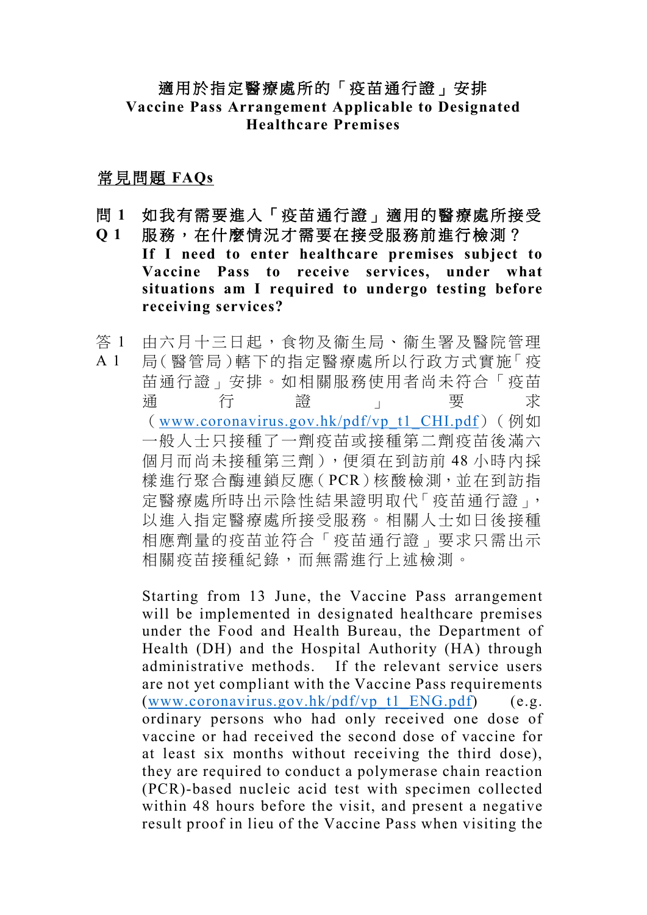# 適用於指定醫療處所的「疫苗通行證」安排
# Vaccine Pass Arrangement Applicable to Designated Healthcare Premises

## 常見問題 FAQs

**問 1 如我有需要進入「疫苗通行證」適用的醫療處所接受服務，在什麼情況才需要在接受服務前進行檢測？**

**Q 1 If I need to enter healthcare premises subject to Vaccine Pass to receive services, under what situations am I required to undergo testing before receiving services?**

答 1 由六月十三日起，食物及衞生局、衞生署及醫院管理局（醫管局）轄下的指定醫療處所以行政方式實施「疫苗通行證」安排。如相關服務使用者尚未符合「疫苗通行證」要求（www.coronavirus.gov.hk/pdf/vp_t1_CHI.pdf）（例如一般人士只接種了一劑疫苗或接種第二劑疫苗後滿六個月而尚未接種第三劑），便須在到訪前 48 小時內採樣進行聚合酶連鎖反應（PCR）核酸檢測，並在到訪指定醫療處所時出示陰性結果證明取代「疫苗通行證」，以進入指定醫療處所接受服務。相關人士如日後接種相應劑量的疫苗並符合「疫苗通行證」要求只需出示相關疫苗接種紀錄，而無需進行上述檢測。

A 1 Starting from 13 June, the Vaccine Pass arrangement will be implemented in designated healthcare premises under the Food and Health Bureau, the Department of Health (DH) and the Hospital Authority (HA) through administrative methods. If the relevant service users are not yet compliant with the Vaccine Pass requirements (www.coronavirus.gov.hk/pdf/vp_t1_ENG.pdf) (e.g. ordinary persons who had only received one dose of vaccine or had received the second dose of vaccine for at least six months without receiving the third dose), they are required to conduct a polymerase chain reaction (PCR)-based nucleic acid test with specimen collected within 48 hours before the visit, and present a negative result proof in lieu of the Vaccine Pass when visiting the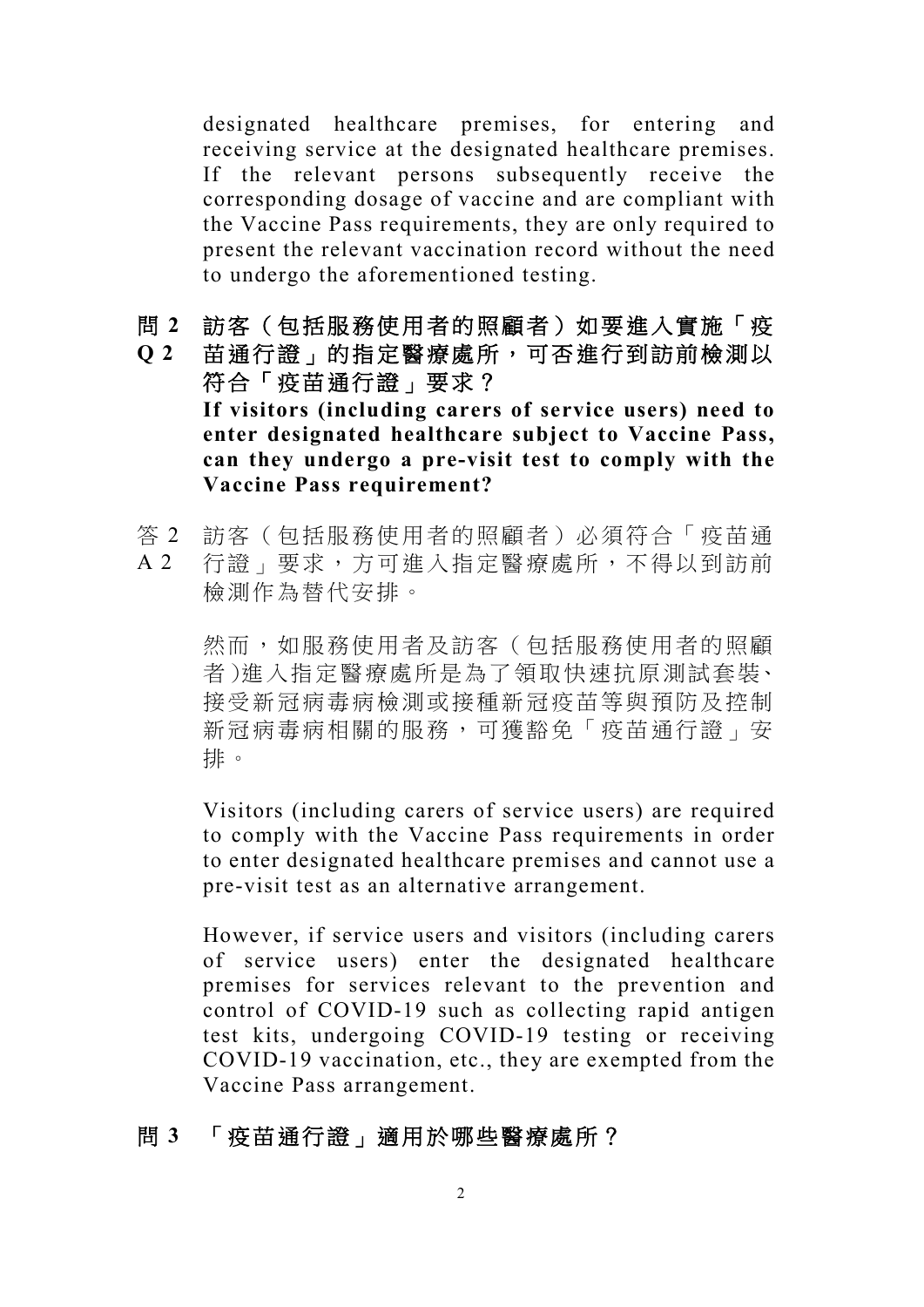designated healthcare premises, for entering and receiving service at the designated healthcare premises. If the relevant persons subsequently receive the corresponding dosage of vaccine and are compliant with the Vaccine Pass requirements, they are only required to present the relevant vaccination record without the need to undergo the aforementioned testing.

**問 2　訪客（包括服務使用者的照顧者）如要進入實施「疫苗通行證」的指定醫療處所，可否進行到訪前檢測以符合「疫苗通行證」要求？**
**Q 2　If visitors (including carers of service users) need to enter designated healthcare subject to Vaccine Pass, can they undergo a pre-visit test to comply with the Vaccine Pass requirement?**

答 2
A 2　訪客（包括服務使用者的照顧者）必須符合「疫苗通行證」要求，方可進入指定醫療處所，不得以到訪前檢測作為替代安排。

然而，如服務使用者及訪客（包括服務使用者的照顧者)進入指定醫療處所是為了領取快速抗原測試套裝、接受新冠病毒病檢測或接種新冠疫苗等與預防及控制新冠病毒病相關的服務，可獲豁免「疫苗通行證」安排。

Visitors (including carers of service users) are required to comply with the Vaccine Pass requirements in order to enter designated healthcare premises and cannot use a pre-visit test as an alternative arrangement.

However, if service users and visitors (including carers of service users) enter the designated healthcare premises for services relevant to the prevention and control of COVID-19 such as collecting rapid antigen test kits, undergoing COVID-19 testing or receiving COVID-19 vaccination, etc., they are exempted from the Vaccine Pass arrangement.

**問 3　「疫苗通行證」適用於哪些醫療處所？**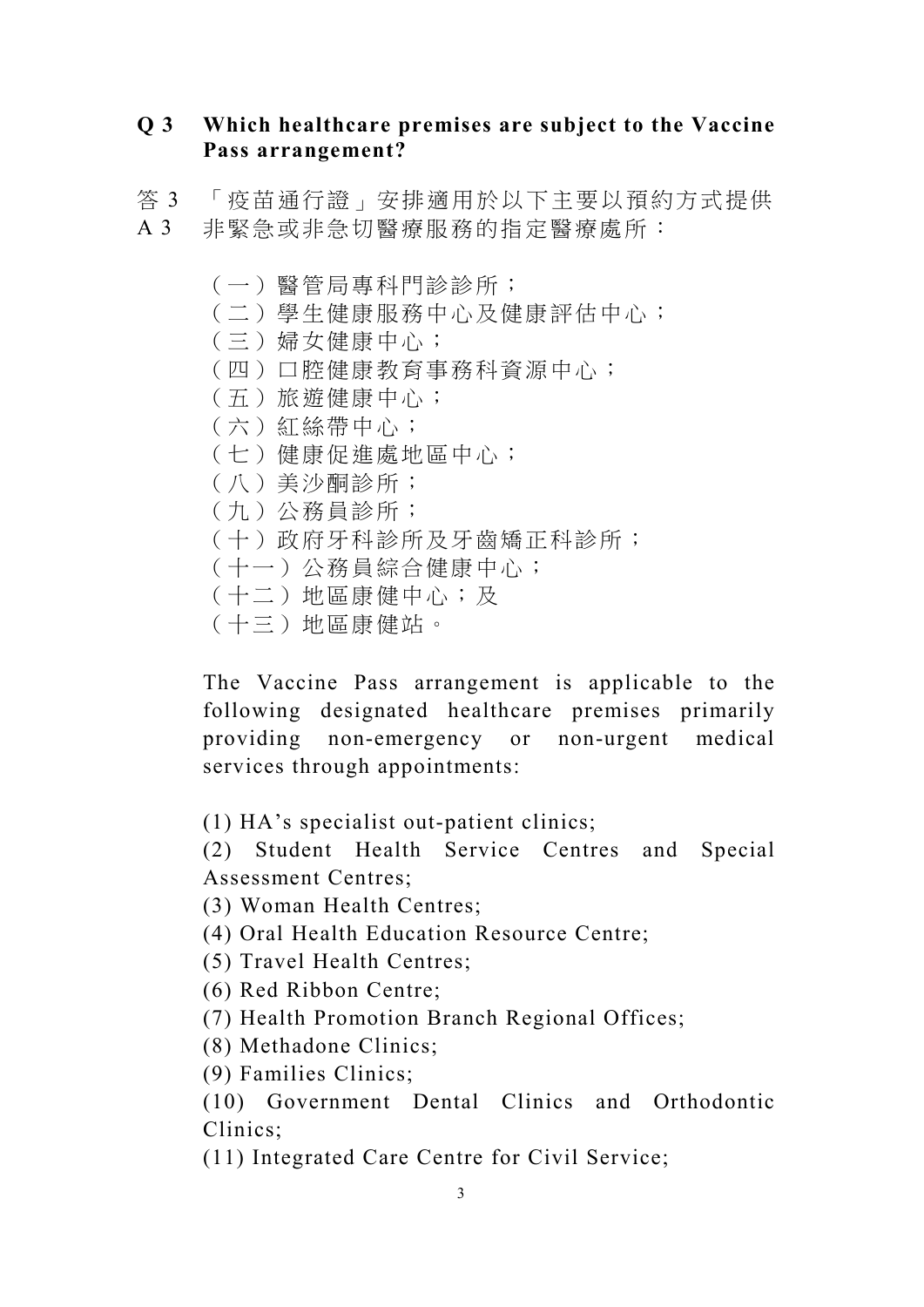**Q 3　Which healthcare premises are subject to the Vaccine Pass arrangement?**

答 3　「疫苗通行證」安排適用於以下主要以預約方式提供
A 3　非緊急或非急切醫療服務的指定醫療處所：

（一）醫管局專科門診診所；
（二）學生健康服務中心及健康評估中心；
（三）婦女健康中心；
（四）口腔健康教育事務科資源中心；
（五）旅遊健康中心；
（六）紅絲帶中心；
（七）健康促進處地區中心；
（八）美沙酮診所；
（九）公務員診所；
（十）政府牙科診所及牙齒矯正科診所；
（十一）公務員綜合健康中心；
（十二）地區康健中心；及
（十三）地區康健站。

The Vaccine Pass arrangement is applicable to the following designated healthcare premises primarily providing non-emergency or non-urgent medical services through appointments:

(1) HA's specialist out-patient clinics;
(2) Student Health Service Centres and Special Assessment Centres;
(3) Woman Health Centres;
(4) Oral Health Education Resource Centre;
(5) Travel Health Centres;
(6) Red Ribbon Centre;
(7) Health Promotion Branch Regional Offices;
(8) Methadone Clinics;
(9) Families Clinics;
(10) Government Dental Clinics and Orthodontic Clinics;
(11) Integrated Care Centre for Civil Service;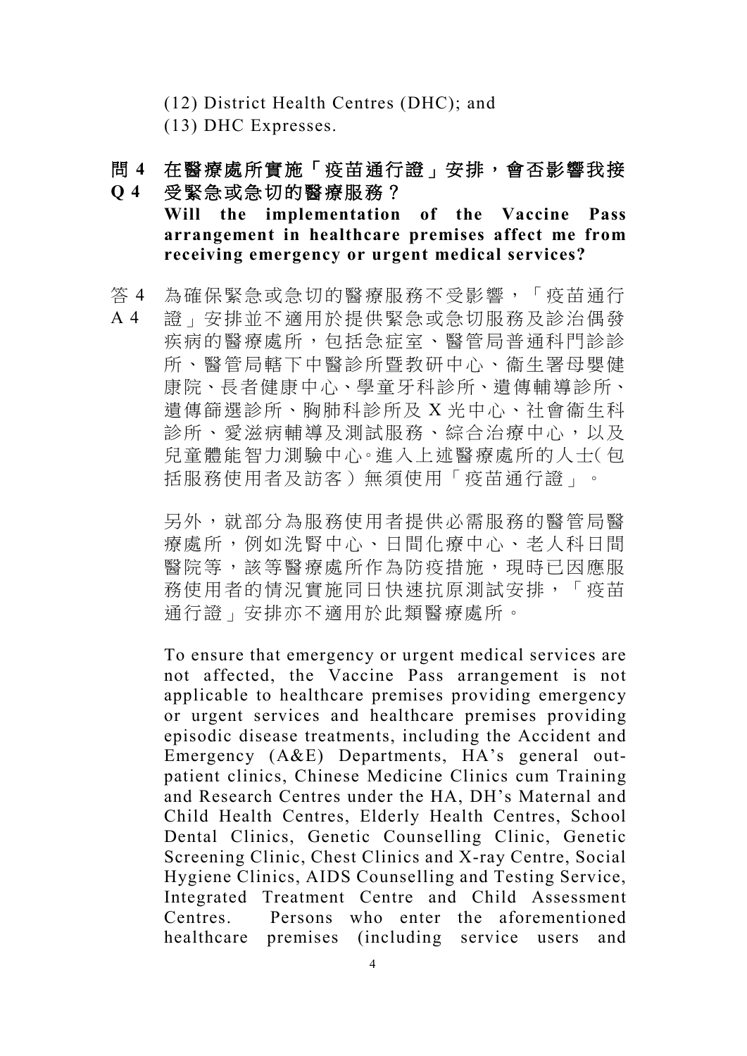(12) District Health Centres (DHC); and

(13) DHC Expresses.

**問 4　在醫療處所實施「疫苗通行證」安排，會否影響我接受緊急或急切的醫療服務？**

**Q 4　Will the implementation of the Vaccine Pass arrangement in healthcare premises affect me from receiving emergency or urgent medical services?**

答 4　為確保緊急或急切的醫療服務不受影響，「疫苗通行證」安排並不適用於提供緊急或急切服務及診治偶發疾病的醫療處所，包括急症室、醫管局普通科門診診所、醫管局轄下中醫診所暨教研中心、衞生署母嬰健康院、長者健康中心、學童牙科診所、遺傳輔導診所、遺傳篩選診所、胸肺科診所及 X 光中心、社會衞生科診所、愛滋病輔導及測試服務、綜合治療中心，以及兒童體能智力測驗中心。進入上述醫療處所的人士(包括服務使用者及訪客）無須使用「疫苗通行證」。

另外，就部分為服務使用者提供必需服務的醫管局醫療處所，例如洗腎中心、日間化療中心、老人科日間醫院等，該等醫療處所作為防疫措施，現時已因應服務使用者的情況實施同日快速抗原測試安排，「疫苗通行證」安排亦不適用於此類醫療處所。

A 4　To ensure that emergency or urgent medical services are not affected, the Vaccine Pass arrangement is not applicable to healthcare premises providing emergency or urgent services and healthcare premises providing episodic disease treatments, including the Accident and Emergency (A&E) Departments, HA's general out-patient clinics, Chinese Medicine Clinics cum Training and Research Centres under the HA, DH's Maternal and Child Health Centres, Elderly Health Centres, School Dental Clinics, Genetic Counselling Clinic, Genetic Screening Clinic, Chest Clinics and X-ray Centre, Social Hygiene Clinics, AIDS Counselling and Testing Service, Integrated Treatment Centre and Child Assessment Centres. Persons who enter the aforementioned healthcare premises (including service users and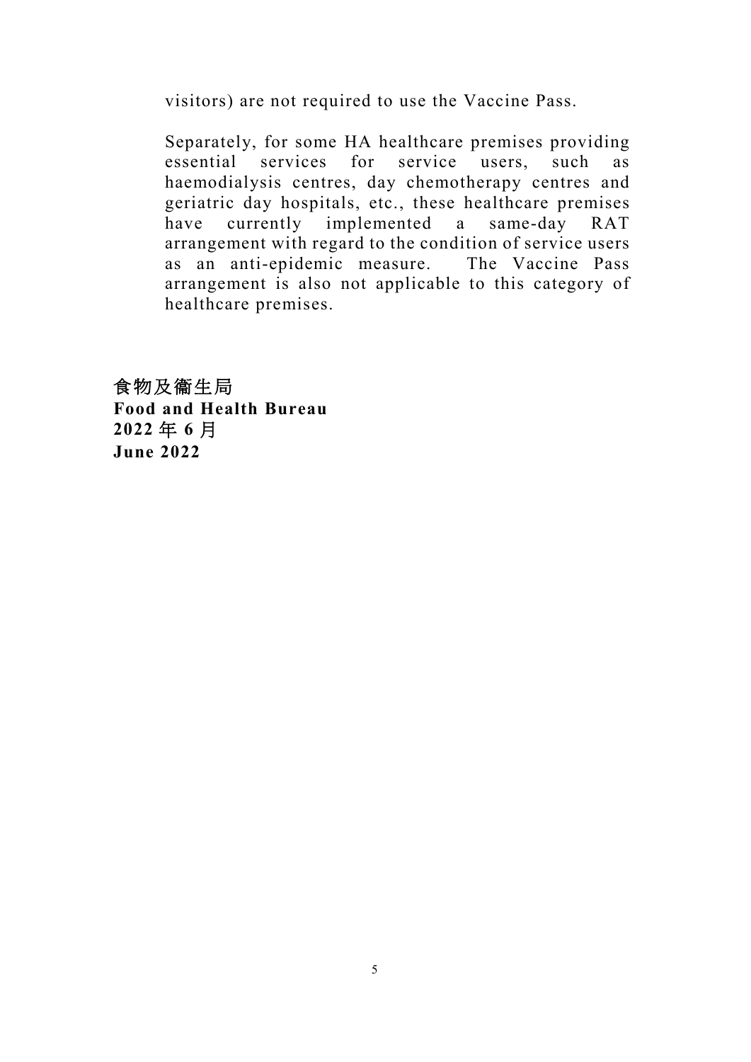visitors) are not required to use the Vaccine Pass.

Separately, for some HA healthcare premises providing essential services for service users, such as haemodialysis centres, day chemotherapy centres and geriatric day hospitals, etc., these healthcare premises have currently implemented a same-day RAT arrangement with regard to the condition of service users as an anti-epidemic measure. The Vaccine Pass arrangement is also not applicable to this category of healthcare premises.

**食物及衞生局**
**Food and Health Bureau**
**2022 年 6 月**
**June 2022**